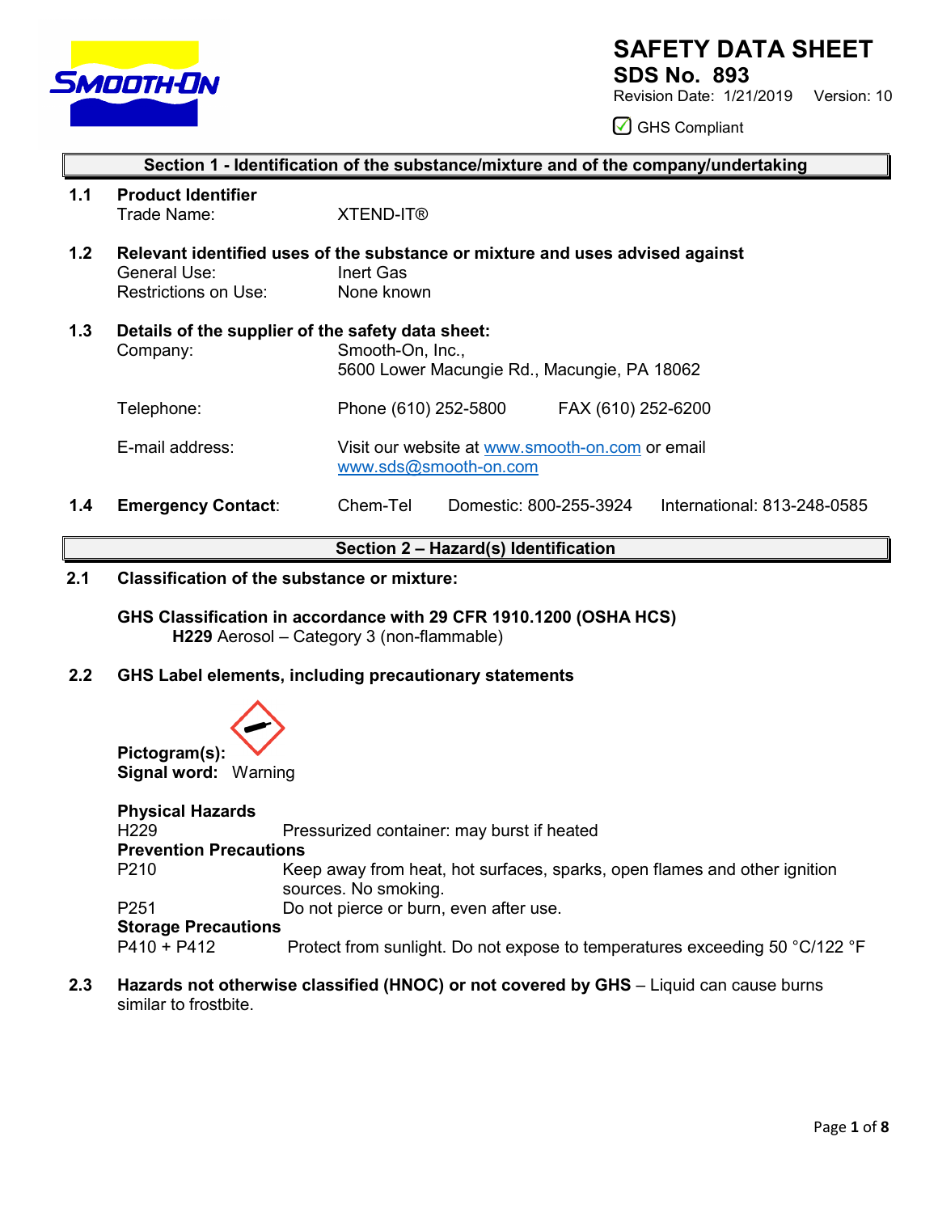# SAFETY DATA SHEET

## SDS No. 893

Revision Date: 1/21/2019 Version: 10

☑ GHS Compliant

## Section 1 - Identification of the substance/mixture and of the company/undertaking

**1.1 Product Identifier**

Trade Name: XTEND-IT®

**1.2 Relevant identified uses of the substance or mixture and uses advised against**

General Use: Inert Gas

Restrictions on Use: None known

**1.3 Details of the supplier of the safety data sheet:**

Company: Smooth-On, Inc.,
5600 Lower Macungie Rd., Macungie, PA 18062

Telephone: Phone (610) 252-5800 FAX (610) 252-6200

E-mail address: Visit our website at www.smooth-on.com or email www.sds@smooth-on.com

**1.4 Emergency Contact**: Chem-Tel Domestic: 800-255-3924 International: 813-248-0585

## Section 2 – Hazard(s) Identification

**2.1 Classification of the substance or mixture:**

**GHS Classification in accordance with 29 CFR 1910.1200 (OSHA HCS)**

**H229** Aerosol – Category 3 (non-flammable)

**2.2 GHS Label elements, including precautionary statements**

**Pictogram(s):**

**Signal word:** Warning

**Physical Hazards**

H229 Pressurized container: may burst if heated

**Prevention Precautions**

P210 Keep away from heat, hot surfaces, sparks, open flames and other ignition sources. No smoking.

P251 Do not pierce or burn, even after use.

**Storage Precautions**

P410 + P412 Protect from sunlight. Do not expose to temperatures exceeding 50 °C/122 °F

**2.3 Hazards not otherwise classified (HNOC) or not covered by GHS** – Liquid can cause burns similar to frostbite.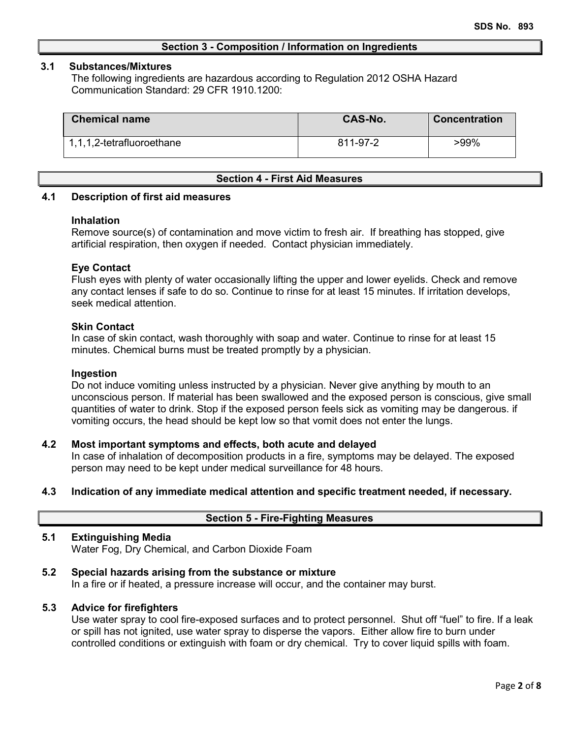## Section 3 - Composition / Information on Ingredients

### 3.1 Substances/Mixtures

The following ingredients are hazardous according to Regulation 2012 OSHA Hazard Communication Standard: 29 CFR 1910.1200:

| Chemical name | CAS-No. | Concentration |
|---|---|---|
| 1,1,1,2-tetrafluoroethane | 811-97-2 | >99% |

## Section 4 - First Aid Measures

### 4.1 Description of first aid measures

**Inhalation**

Remove source(s) of contamination and move victim to fresh air. If breathing has stopped, give artificial respiration, then oxygen if needed. Contact physician immediately.

**Eye Contact**

Flush eyes with plenty of water occasionally lifting the upper and lower eyelids. Check and remove any contact lenses if safe to do so. Continue to rinse for at least 15 minutes. If irritation develops, seek medical attention.

**Skin Contact**

In case of skin contact, wash thoroughly with soap and water. Continue to rinse for at least 15 minutes. Chemical burns must be treated promptly by a physician.

**Ingestion**

Do not induce vomiting unless instructed by a physician. Never give anything by mouth to an unconscious person. If material has been swallowed and the exposed person is conscious, give small quantities of water to drink. Stop if the exposed person feels sick as vomiting may be dangerous. if vomiting occurs, the head should be kept low so that vomit does not enter the lungs.

### 4.2 Most important symptoms and effects, both acute and delayed

In case of inhalation of decomposition products in a fire, symptoms may be delayed. The exposed person may need to be kept under medical surveillance for 48 hours.

### 4.3 Indication of any immediate medical attention and specific treatment needed, if necessary.

## Section 5 - Fire-Fighting Measures

### 5.1 Extinguishing Media

Water Fog, Dry Chemical, and Carbon Dioxide Foam

### 5.2 Special hazards arising from the substance or mixture

In a fire or if heated, a pressure increase will occur, and the container may burst.

### 5.3 Advice for firefighters

Use water spray to cool fire-exposed surfaces and to protect personnel. Shut off "fuel" to fire. If a leak or spill has not ignited, use water spray to disperse the vapors. Either allow fire to burn under controlled conditions or extinguish with foam or dry chemical. Try to cover liquid spills with foam.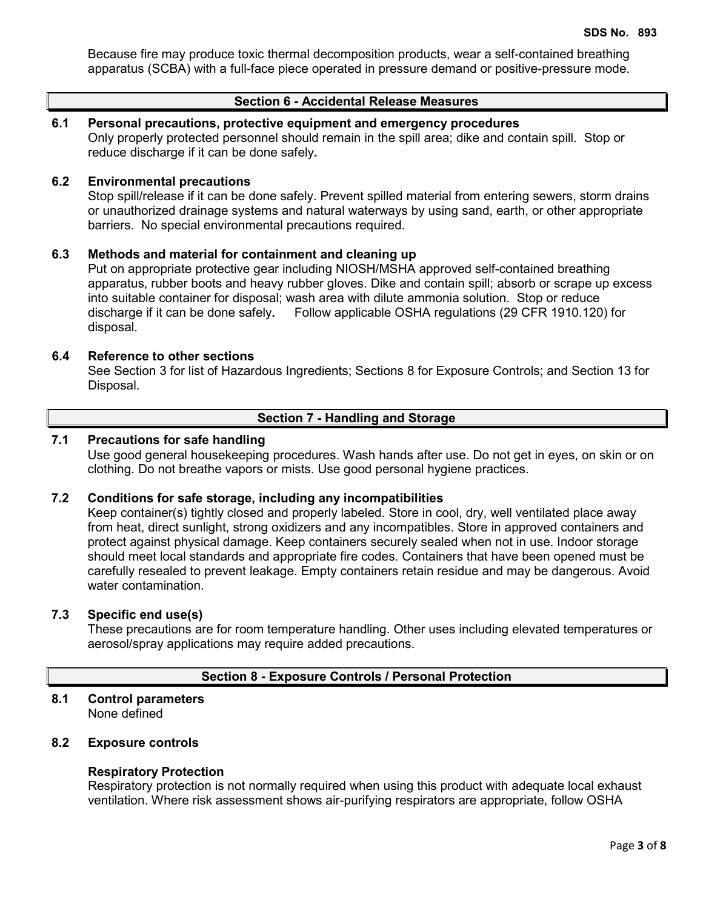Because fire may produce toxic thermal decomposition products, wear a self-contained breathing apparatus (SCBA) with a full-face piece operated in pressure demand or positive-pressure mode.

## Section 6 - Accidental Release Measures

### 6.1 Personal precautions, protective equipment and emergency procedures

Only properly protected personnel should remain in the spill area; dike and contain spill. Stop or reduce discharge if it can be done safely**.**

### 6.2 Environmental precautions

Stop spill/release if it can be done safely. Prevent spilled material from entering sewers, storm drains or unauthorized drainage systems and natural waterways by using sand, earth, or other appropriate barriers. No special environmental precautions required.

### 6.3 Methods and material for containment and cleaning up

Put on appropriate protective gear including NIOSH/MSHA approved self-contained breathing apparatus, rubber boots and heavy rubber gloves. Dike and contain spill; absorb or scrape up excess into suitable container for disposal; wash area with dilute ammonia solution. Stop or reduce discharge if it can be done safely**.** Follow applicable OSHA regulations (29 CFR 1910.120) for disposal.

### 6.4 Reference to other sections

See Section 3 for list of Hazardous Ingredients; Sections 8 for Exposure Controls; and Section 13 for Disposal.

## Section 7 - Handling and Storage

### 7.1 Precautions for safe handling

Use good general housekeeping procedures. Wash hands after use. Do not get in eyes, on skin or on clothing. Do not breathe vapors or mists. Use good personal hygiene practices.

### 7.2 Conditions for safe storage, including any incompatibilities

Keep container(s) tightly closed and properly labeled. Store in cool, dry, well ventilated place away from heat, direct sunlight, strong oxidizers and any incompatibles. Store in approved containers and protect against physical damage. Keep containers securely sealed when not in use. Indoor storage should meet local standards and appropriate fire codes. Containers that have been opened must be carefully resealed to prevent leakage. Empty containers retain residue and may be dangerous. Avoid water contamination.

### 7.3 Specific end use(s)

These precautions are for room temperature handling. Other uses including elevated temperatures or aerosol/spray applications may require added precautions.

## Section 8 - Exposure Controls / Personal Protection

### 8.1 Control parameters

None defined

### 8.2 Exposure controls

**Respiratory Protection**

Respiratory protection is not normally required when using this product with adequate local exhaust ventilation. Where risk assessment shows air-purifying respirators are appropriate, follow OSHA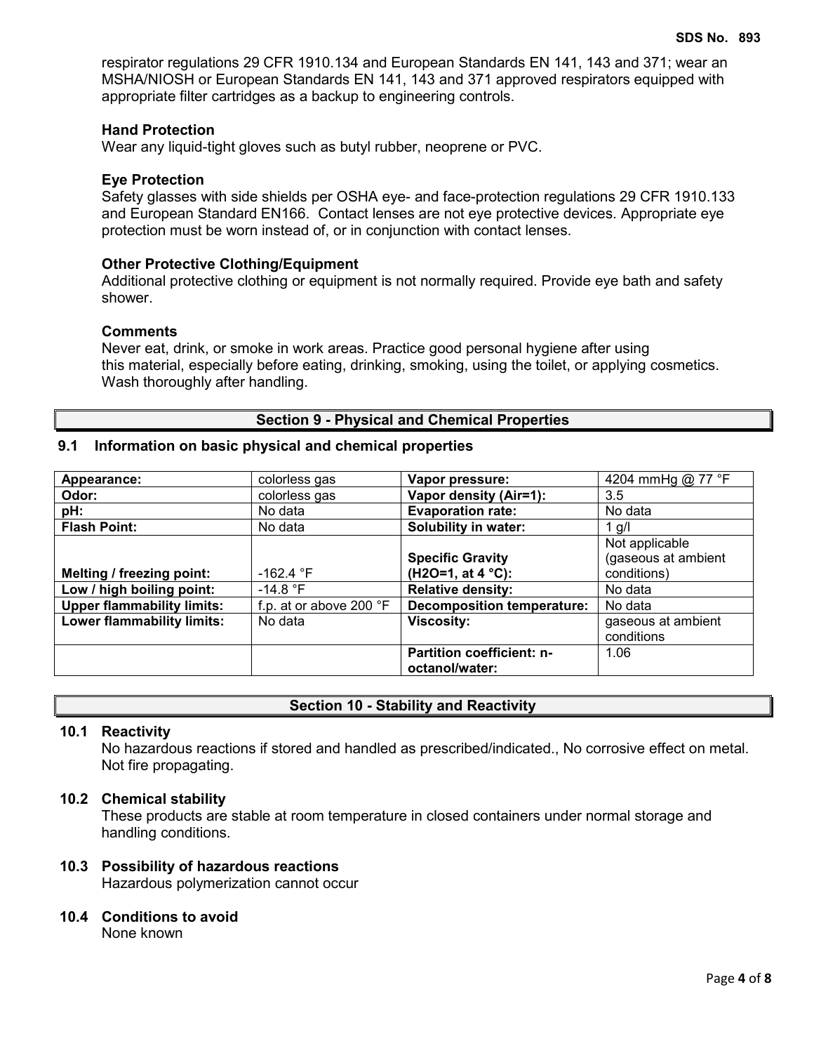respirator regulations 29 CFR 1910.134 and European Standards EN 141, 143 and 371; wear an MSHA/NIOSH or European Standards EN 141, 143 and 371 approved respirators equipped with appropriate filter cartridges as a backup to engineering controls.

### Hand Protection

Wear any liquid-tight gloves such as butyl rubber, neoprene or PVC.

### Eye Protection

Safety glasses with side shields per OSHA eye- and face-protection regulations 29 CFR 1910.133 and European Standard EN166. Contact lenses are not eye protective devices. Appropriate eye protection must be worn instead of, or in conjunction with contact lenses.

### Other Protective Clothing/Equipment

Additional protective clothing or equipment is not normally required. Provide eye bath and safety shower.

### Comments

Never eat, drink, or smoke in work areas. Practice good personal hygiene after using this material, especially before eating, drinking, smoking, using the toilet, or applying cosmetics. Wash thoroughly after handling.

## Section 9 - Physical and Chemical Properties

### 9.1 Information on basic physical and chemical properties

| **Appearance:** | colorless gas | **Vapor pressure:** | 4204 mmHg @ 77 °F |
|---|---|---|---|
| **Odor:** | colorless gas | **Vapor density (Air=1):** | 3.5 |
| **pH:** | No data | **Evaporation rate:** | No data |
| **Flash Point:** | No data | **Solubility in water:** | 1 g/l |
| **Melting / freezing point:** | -162.4 °F | **Specific Gravity ($H_2O$=1, at 4 °C):** | Not applicable (gaseous at ambient conditions) |
| **Low / high boiling point:** | -14.8 °F | **Relative density:** | No data |
| **Upper flammability limits:** | f.p. at or above 200 °F | **Decomposition temperature:** | No data |
| **Lower flammability limits:** | No data | **Viscosity:** | gaseous at ambient conditions |
| | | **Partition coefficient: n-octanol/water:** | 1.06 |

## Section 10 - Stability and Reactivity

### 10.1 Reactivity

No hazardous reactions if stored and handled as prescribed/indicated., No corrosive effect on metal. Not fire propagating.

### 10.2 Chemical stability

These products are stable at room temperature in closed containers under normal storage and handling conditions.

### 10.3 Possibility of hazardous reactions

Hazardous polymerization cannot occur

### 10.4 Conditions to avoid

None known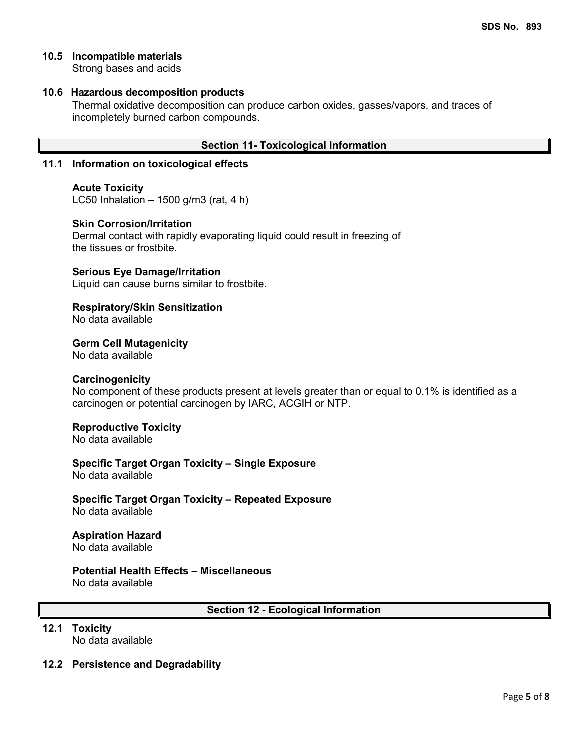### 10.5 Incompatible materials

Strong bases and acids

### 10.6 Hazardous decomposition products

Thermal oxidative decomposition can produce carbon oxides, gasses/vapors, and traces of incompletely burned carbon compounds.

## Section 11- Toxicological Information

### 11.1 Information on toxicological effects

**Acute Toxicity**
LC50 Inhalation – 1500 g/m3 (rat, 4 h)

**Skin Corrosion/Irritation**
Dermal contact with rapidly evaporating liquid could result in freezing of the tissues or frostbite.

**Serious Eye Damage/Irritation**
Liquid can cause burns similar to frostbite.

**Respiratory/Skin Sensitization**
No data available

**Germ Cell Mutagenicity**
No data available

**Carcinogenicity**
No component of these products present at levels greater than or equal to 0.1% is identified as a carcinogen or potential carcinogen by IARC, ACGIH or NTP.

**Reproductive Toxicity**
No data available

**Specific Target Organ Toxicity – Single Exposure**
No data available

**Specific Target Organ Toxicity – Repeated Exposure**
No data available

**Aspiration Hazard**
No data available

**Potential Health Effects – Miscellaneous**
No data available

## Section 12 - Ecological Information

### 12.1 Toxicity

No data available

### 12.2 Persistence and Degradability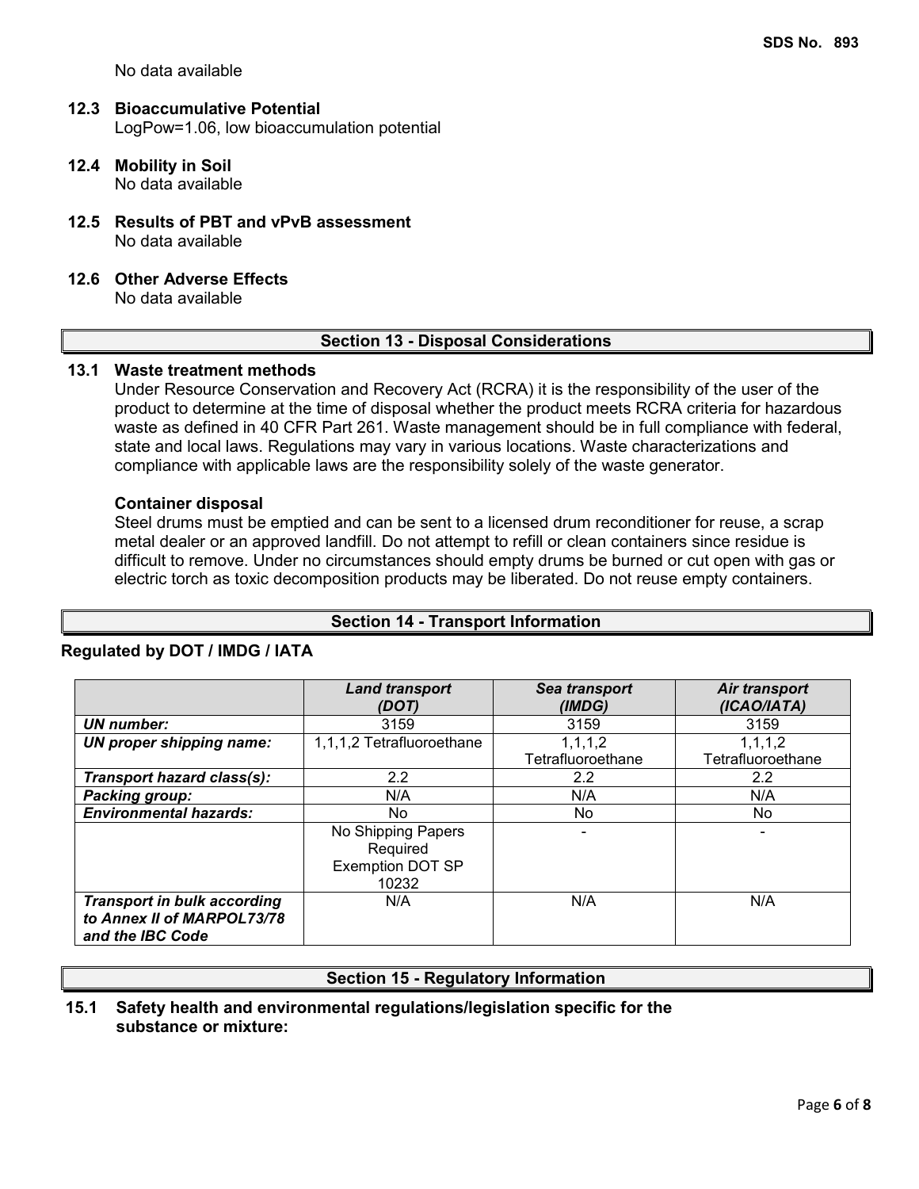No data available

### 12.3 Bioaccumulative Potential

LogPow=1.06, low bioaccumulation potential

### 12.4 Mobility in Soil

No data available

### 12.5 Results of PBT and vPvB assessment

No data available

### 12.6 Other Adverse Effects

No data available

## Section 13 - Disposal Considerations

### 13.1 Waste treatment methods

Under Resource Conservation and Recovery Act (RCRA) it is the responsibility of the user of the product to determine at the time of disposal whether the product meets RCRA criteria for hazardous waste as defined in 40 CFR Part 261. Waste management should be in full compliance with federal, state and local laws. Regulations may vary in various locations. Waste characterizations and compliance with applicable laws are the responsibility solely of the waste generator.

**Container disposal**

Steel drums must be emptied and can be sent to a licensed drum reconditioner for reuse, a scrap metal dealer or an approved landfill. Do not attempt to refill or clean containers since residue is difficult to remove. Under no circumstances should empty drums be burned or cut open with gas or electric torch as toxic decomposition products may be liberated. Do not reuse empty containers.

## Section 14 - Transport Information

**Regulated by DOT / IMDG / IATA**

| | *Land transport (DOT)* | *Sea transport (IMDG)* | *Air transport (ICAO/IATA)* |
|---|---|---|---|
| ***UN number:*** | 3159 | 3159 | 3159 |
| ***UN proper shipping name:*** | 1,1,1,2 Tetrafluoroethane | 1,1,1,2 Tetrafluoroethane | 1,1,1,2 Tetrafluoroethane |
| ***Transport hazard class(s):*** | 2.2 | 2.2 | 2.2 |
| ***Packing group:*** | N/A | N/A | N/A |
| ***Environmental hazards:*** | No | No | No |
| | No Shipping Papers Required Exemption DOT SP 10232 | - | - |
| ***Transport in bulk according to Annex II of MARPOL73/78 and the IBC Code*** | N/A | N/A | N/A |

## Section 15 - Regulatory Information

### 15.1 Safety health and environmental regulations/legislation specific for the substance or mixture: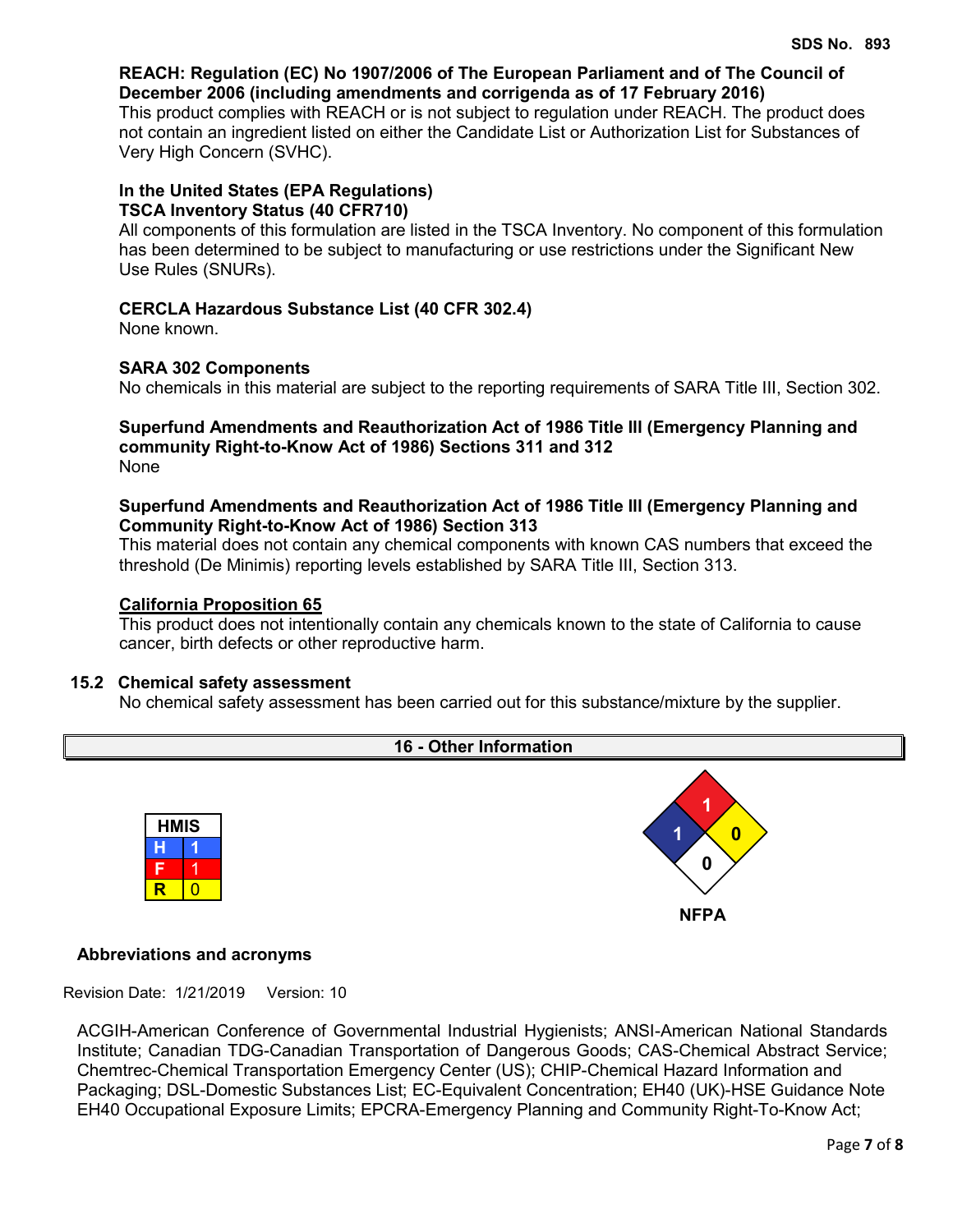**REACH: Regulation (EC) No 1907/2006 of The European Parliament and of The Council of December 2006 (including amendments and corrigenda as of 17 February 2016)**
This product complies with REACH or is not subject to regulation under REACH. The product does not contain an ingredient listed on either the Candidate List or Authorization List for Substances of Very High Concern (SVHC).

**In the United States (EPA Regulations)**
**TSCA Inventory Status (40 CFR710)**
All components of this formulation are listed in the TSCA Inventory. No component of this formulation has been determined to be subject to manufacturing or use restrictions under the Significant New Use Rules (SNURs).

**CERCLA Hazardous Substance List (40 CFR 302.4)**
None known.

**SARA 302 Components**
No chemicals in this material are subject to the reporting requirements of SARA Title III, Section 302.

**Superfund Amendments and Reauthorization Act of 1986 Title III (Emergency Planning and community Right-to-Know Act of 1986) Sections 311 and 312**
None

**Superfund Amendments and Reauthorization Act of 1986 Title III (Emergency Planning and Community Right-to-Know Act of 1986) Section 313**
This material does not contain any chemical components with known CAS numbers that exceed the threshold (De Minimis) reporting levels established by SARA Title III, Section 313.

**California Proposition 65**
This product does not intentionally contain any chemicals known to the state of California to cause cancer, birth defects or other reproductive harm.

### 15.2 Chemical safety assessment

No chemical safety assessment has been carried out for this substance/mixture by the supplier.

## 16 - Other Information

| HMIS | |
|---|---|
| H | 1 |
| F | 1 |
| R | 0 |

NFPA: Health 1, Flammability 1, Reactivity 0, Special 0

**Abbreviations and acronyms**

Revision Date: 1/21/2019 Version: 10

ACGIH-American Conference of Governmental Industrial Hygienists; ANSI-American National Standards Institute; Canadian TDG-Canadian Transportation of Dangerous Goods; CAS-Chemical Abstract Service; Chemtrec-Chemical Transportation Emergency Center (US); CHIP-Chemical Hazard Information and Packaging; DSL-Domestic Substances List; EC-Equivalent Concentration; EH40 (UK)-HSE Guidance Note EH40 Occupational Exposure Limits; EPCRA-Emergency Planning and Community Right-To-Know Act;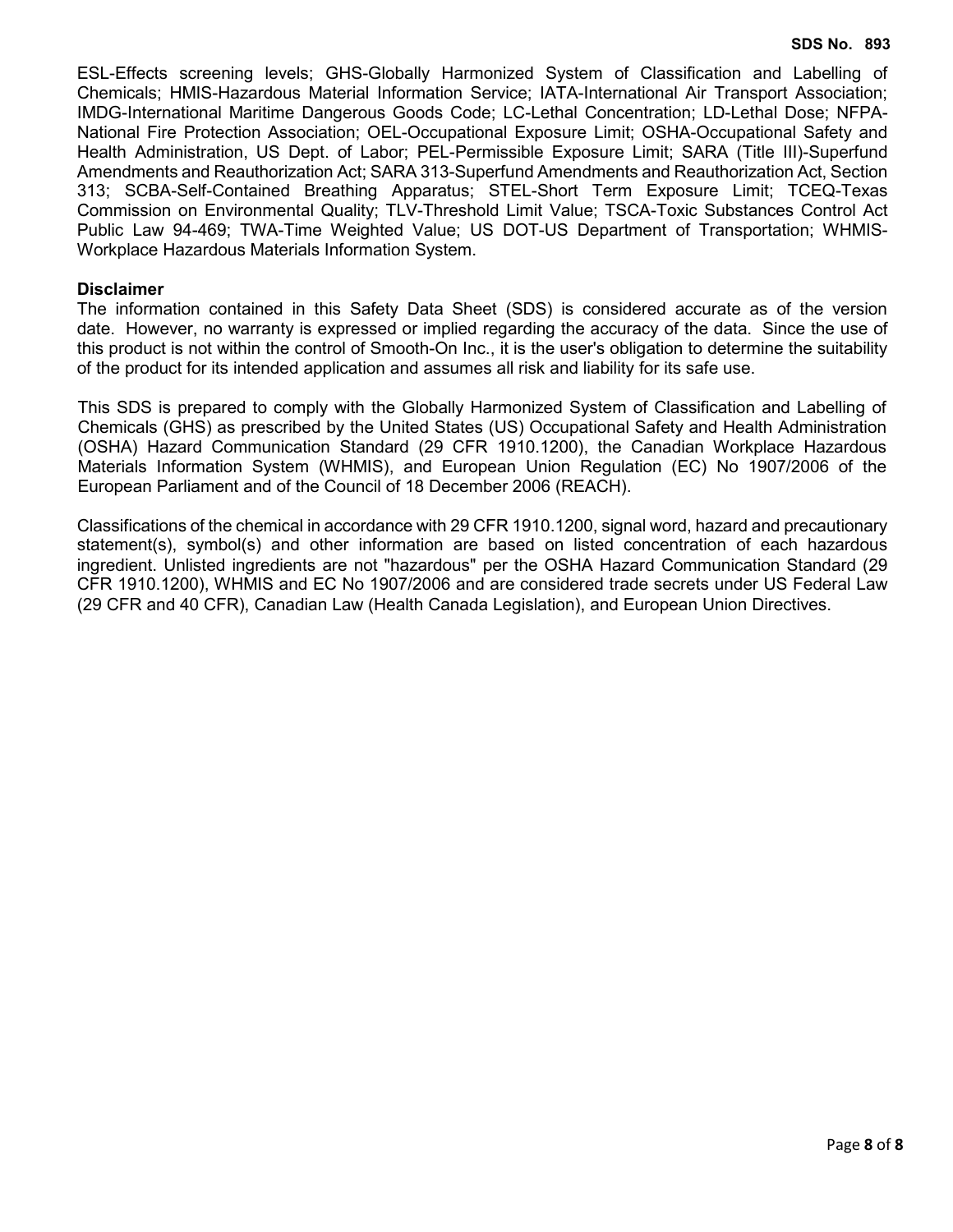ESL-Effects screening levels; GHS-Globally Harmonized System of Classification and Labelling of Chemicals; HMIS-Hazardous Material Information Service; IATA-International Air Transport Association; IMDG-International Maritime Dangerous Goods Code; LC-Lethal Concentration; LD-Lethal Dose; NFPA-National Fire Protection Association; OEL-Occupational Exposure Limit; OSHA-Occupational Safety and Health Administration, US Dept. of Labor; PEL-Permissible Exposure Limit; SARA (Title III)-Superfund Amendments and Reauthorization Act; SARA 313-Superfund Amendments and Reauthorization Act, Section 313; SCBA-Self-Contained Breathing Apparatus; STEL-Short Term Exposure Limit; TCEQ-Texas Commission on Environmental Quality; TLV-Threshold Limit Value; TSCA-Toxic Substances Control Act Public Law 94-469; TWA-Time Weighted Value; US DOT-US Department of Transportation; WHMIS-Workplace Hazardous Materials Information System.

**Disclaimer**

The information contained in this Safety Data Sheet (SDS) is considered accurate as of the version date. However, no warranty is expressed or implied regarding the accuracy of the data. Since the use of this product is not within the control of Smooth-On Inc., it is the user's obligation to determine the suitability of the product for its intended application and assumes all risk and liability for its safe use.

This SDS is prepared to comply with the Globally Harmonized System of Classification and Labelling of Chemicals (GHS) as prescribed by the United States (US) Occupational Safety and Health Administration (OSHA) Hazard Communication Standard (29 CFR 1910.1200), the Canadian Workplace Hazardous Materials Information System (WHMIS), and European Union Regulation (EC) No 1907/2006 of the European Parliament and of the Council of 18 December 2006 (REACH).

Classifications of the chemical in accordance with 29 CFR 1910.1200, signal word, hazard and precautionary statement(s), symbol(s) and other information are based on listed concentration of each hazardous ingredient. Unlisted ingredients are not "hazardous" per the OSHA Hazard Communication Standard (29 CFR 1910.1200), WHMIS and EC No 1907/2006 and are considered trade secrets under US Federal Law (29 CFR and 40 CFR), Canadian Law (Health Canada Legislation), and European Union Directives.